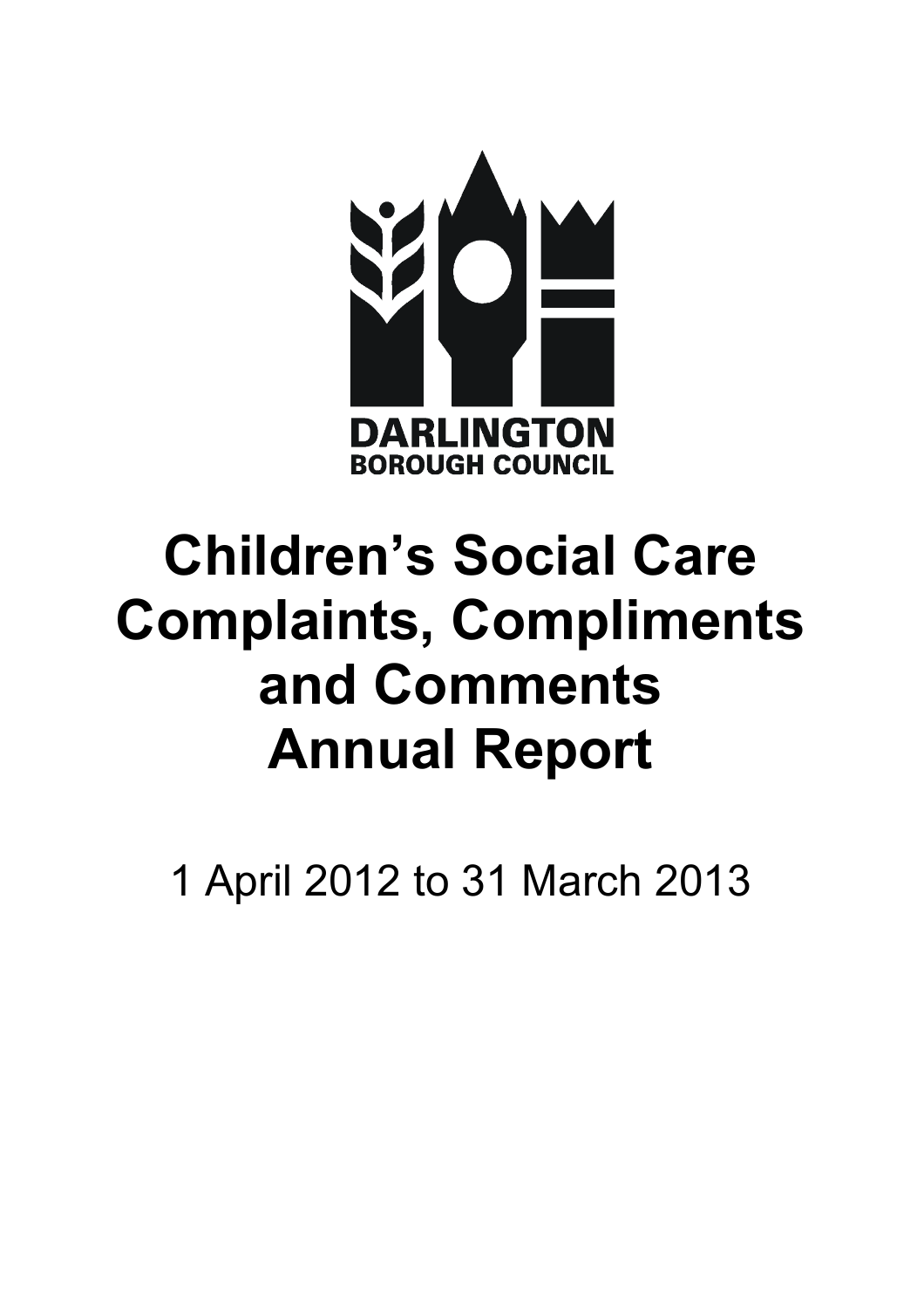DARLINGTON
BOROUGH COUNCIL

# Children's Social Care Complaints, Compliments and Comments Annual Report

1 April 2012 to 31 March 2013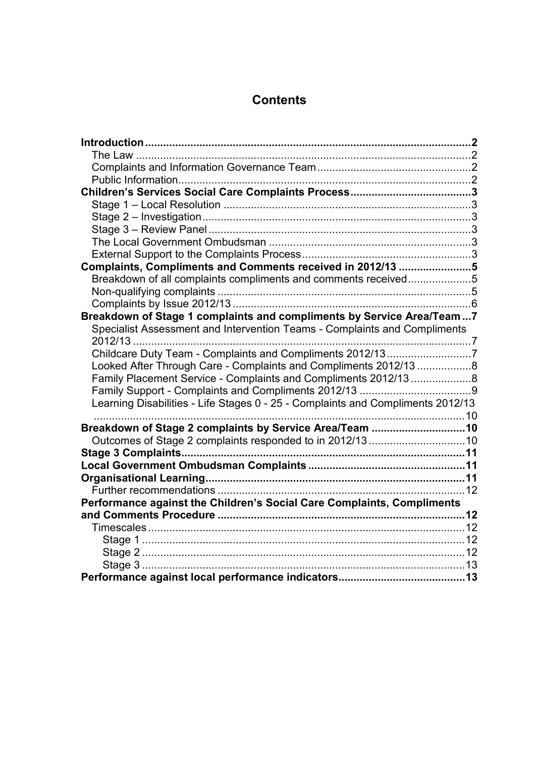# Contents

**Introduction** .......... **2**
- The Law .......... 2
- Complaints and Information Governance Team .......... 2
- Public Information .......... 2

**Children's Services Social Care Complaints Process** .......... **3**
- Stage 1 – Local Resolution .......... 3
- Stage 2 – Investigation .......... 3
- Stage 3 – Review Panel .......... 3
- The Local Government Ombudsman .......... 3
- External Support to the Complaints Process .......... 3

**Complaints, Compliments and Comments received in 2012/13** .......... **5**
- Breakdown of all complaints compliments and comments received .......... 5
- Non-qualifying complaints .......... 5
- Complaints by Issue 2012/13 .......... 6

**Breakdown of Stage 1 complaints and compliments by Service Area/Team** .......... **7**
- Specialist Assessment and Intervention Teams - Complaints and Compliments 2012/13 .......... 7
- Childcare Duty Team - Complaints and Compliments 2012/13 .......... 7
- Looked After Through Care - Complaints and Compliments 2012/13 .......... 8
- Family Placement Service - Complaints and Compliments 2012/13 .......... 8
- Family Support - Complaints and Compliments 2012/13 .......... 9
- Learning Disabilities - Life Stages 0 - 25 - Complaints and Compliments 2012/13 .......... 10

**Breakdown of Stage 2 complaints by Service Area/Team** .......... **10**
- Outcomes of Stage 2 complaints responded to in 2012/13 .......... 10

**Stage 3 Complaints** .......... **11**

**Local Government Ombudsman Complaints** .......... **11**

**Organisational Learning** .......... **11**
- Further recommendations .......... 12

**Performance against the Children's Social Care Complaints, Compliments and Comments Procedure** .......... **12**
- Timescales .......... 12
  - Stage 1 .......... 12
  - Stage 2 .......... 12
  - Stage 3 .......... 13

**Performance against local performance indicators** .......... **13**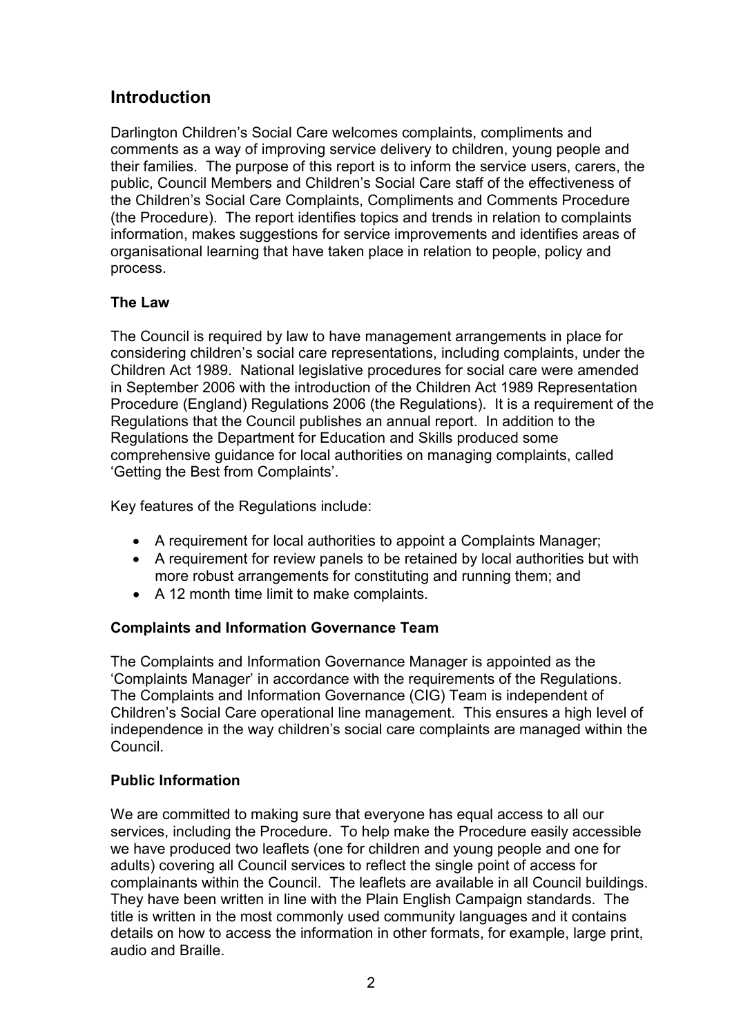## Introduction

Darlington Children's Social Care welcomes complaints, compliments and comments as a way of improving service delivery to children, young people and their families. The purpose of this report is to inform the service users, carers, the public, Council Members and Children's Social Care staff of the effectiveness of the Children's Social Care Complaints, Compliments and Comments Procedure (the Procedure). The report identifies topics and trends in relation to complaints information, makes suggestions for service improvements and identifies areas of organisational learning that have taken place in relation to people, policy and process.

### The Law

The Council is required by law to have management arrangements in place for considering children's social care representations, including complaints, under the Children Act 1989. National legislative procedures for social care were amended in September 2006 with the introduction of the Children Act 1989 Representation Procedure (England) Regulations 2006 (the Regulations). It is a requirement of the Regulations that the Council publishes an annual report. In addition to the Regulations the Department for Education and Skills produced some comprehensive guidance for local authorities on managing complaints, called 'Getting the Best from Complaints'.

Key features of the Regulations include:

- A requirement for local authorities to appoint a Complaints Manager;
- A requirement for review panels to be retained by local authorities but with more robust arrangements for constituting and running them; and
- A 12 month time limit to make complaints.

### Complaints and Information Governance Team

The Complaints and Information Governance Manager is appointed as the 'Complaints Manager' in accordance with the requirements of the Regulations. The Complaints and Information Governance (CIG) Team is independent of Children's Social Care operational line management. This ensures a high level of independence in the way children's social care complaints are managed within the Council.

### Public Information

We are committed to making sure that everyone has equal access to all our services, including the Procedure. To help make the Procedure easily accessible we have produced two leaflets (one for children and young people and one for adults) covering all Council services to reflect the single point of access for complainants within the Council. The leaflets are available in all Council buildings. They have been written in line with the Plain English Campaign standards. The title is written in the most commonly used community languages and it contains details on how to access the information in other formats, for example, large print, audio and Braille.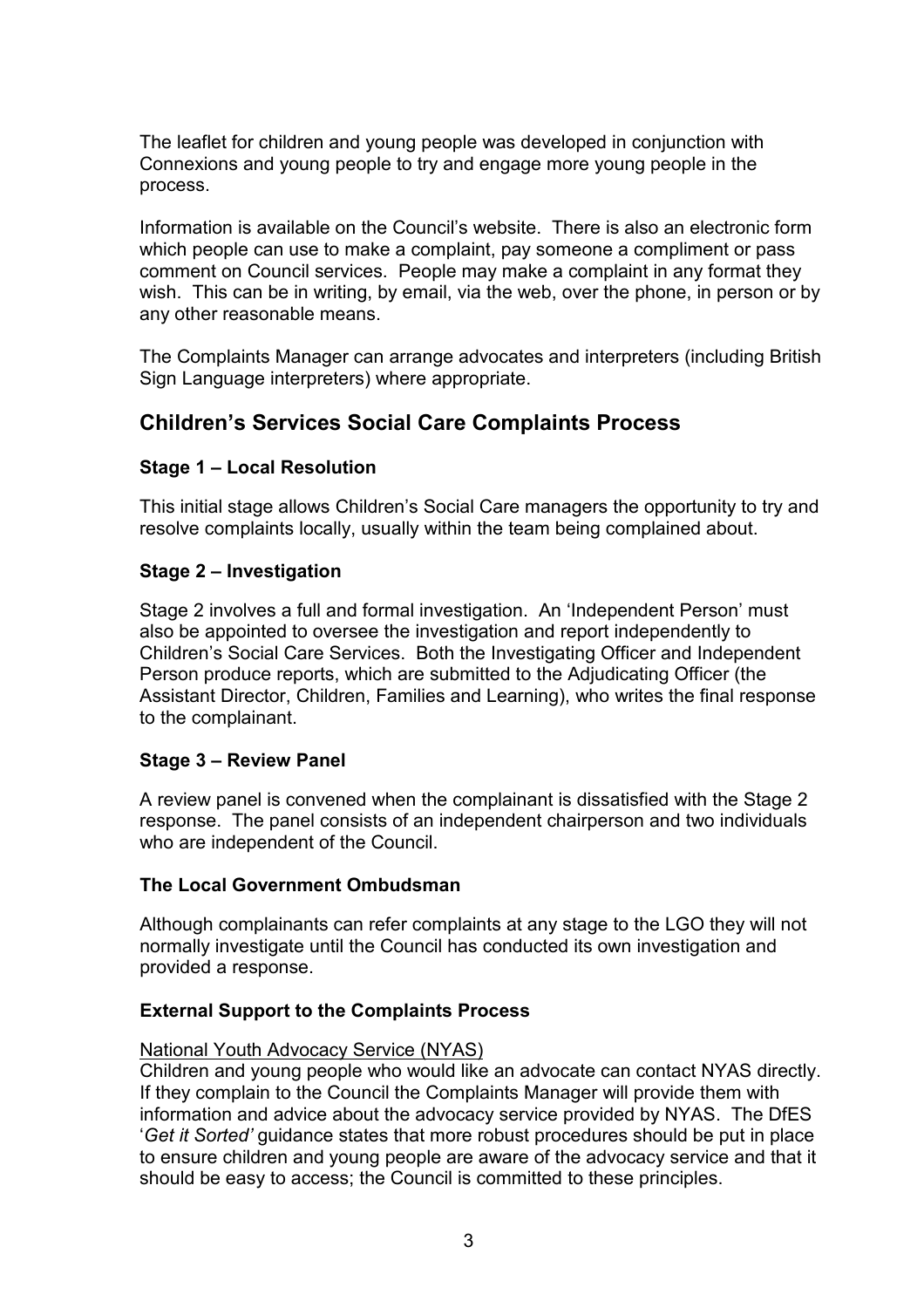The leaflet for children and young people was developed in conjunction with Connexions and young people to try and engage more young people in the process.

Information is available on the Council's website. There is also an electronic form which people can use to make a complaint, pay someone a compliment or pass comment on Council services. People may make a complaint in any format they wish. This can be in writing, by email, via the web, over the phone, in person or by any other reasonable means.

The Complaints Manager can arrange advocates and interpreters (including British Sign Language interpreters) where appropriate.

## Children's Services Social Care Complaints Process

### Stage 1 – Local Resolution

This initial stage allows Children's Social Care managers the opportunity to try and resolve complaints locally, usually within the team being complained about.

### Stage 2 – Investigation

Stage 2 involves a full and formal investigation. An 'Independent Person' must also be appointed to oversee the investigation and report independently to Children's Social Care Services. Both the Investigating Officer and Independent Person produce reports, which are submitted to the Adjudicating Officer (the Assistant Director, Children, Families and Learning), who writes the final response to the complainant.

### Stage 3 – Review Panel

A review panel is convened when the complainant is dissatisfied with the Stage 2 response. The panel consists of an independent chairperson and two individuals who are independent of the Council.

### The Local Government Ombudsman

Although complainants can refer complaints at any stage to the LGO they will not normally investigate until the Council has conducted its own investigation and provided a response.

### External Support to the Complaints Process

National Youth Advocacy Service (NYAS)

Children and young people who would like an advocate can contact NYAS directly. If they complain to the Council the Complaints Manager will provide them with information and advice about the advocacy service provided by NYAS. The DfES '*Get it Sorted'* guidance states that more robust procedures should be put in place to ensure children and young people are aware of the advocacy service and that it should be easy to access; the Council is committed to these principles.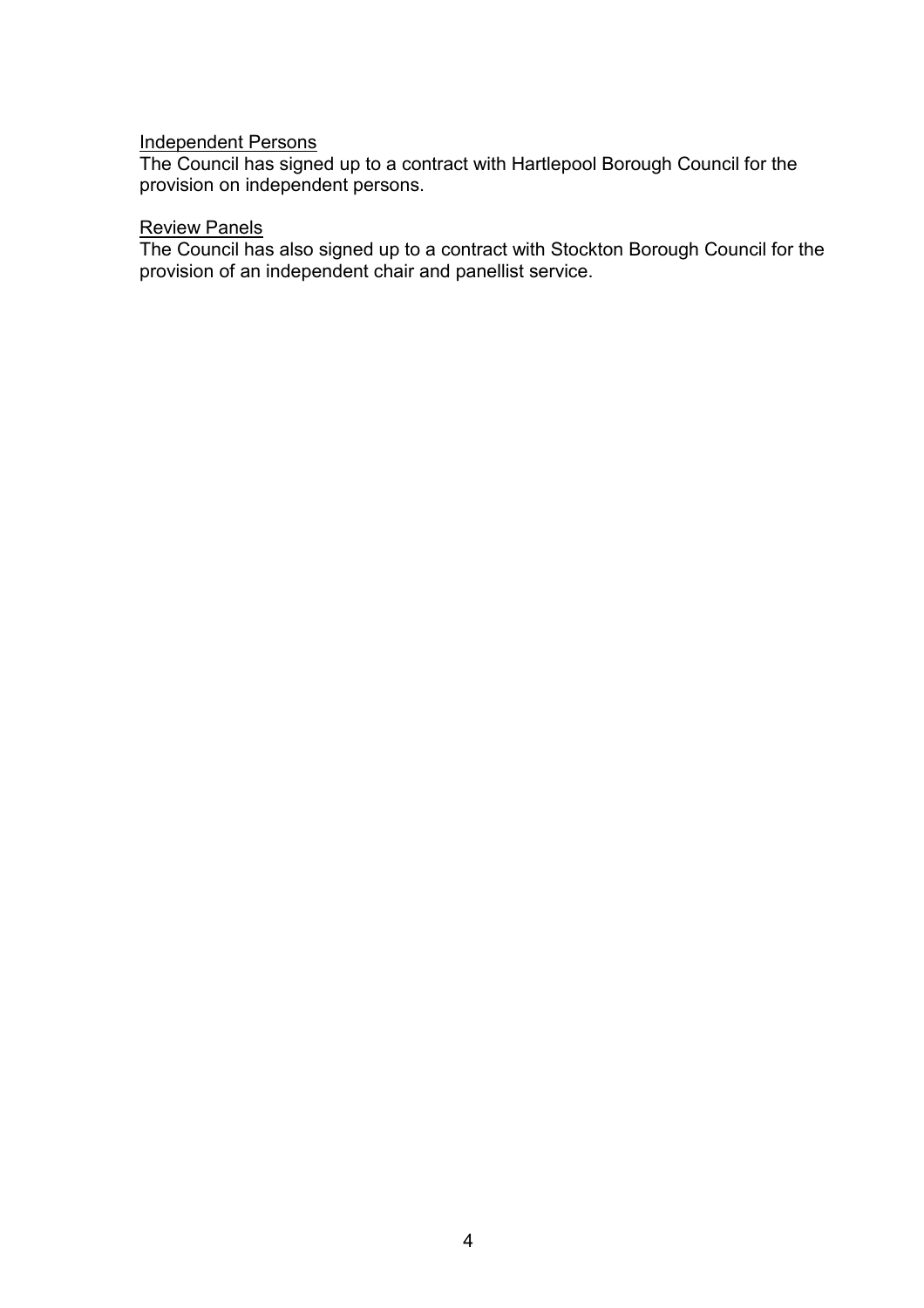<u>Independent Persons</u>

The Council has signed up to a contract with Hartlepool Borough Council for the provision on independent persons.

<u>Review Panels</u>

The Council has also signed up to a contract with Stockton Borough Council for the provision of an independent chair and panellist service.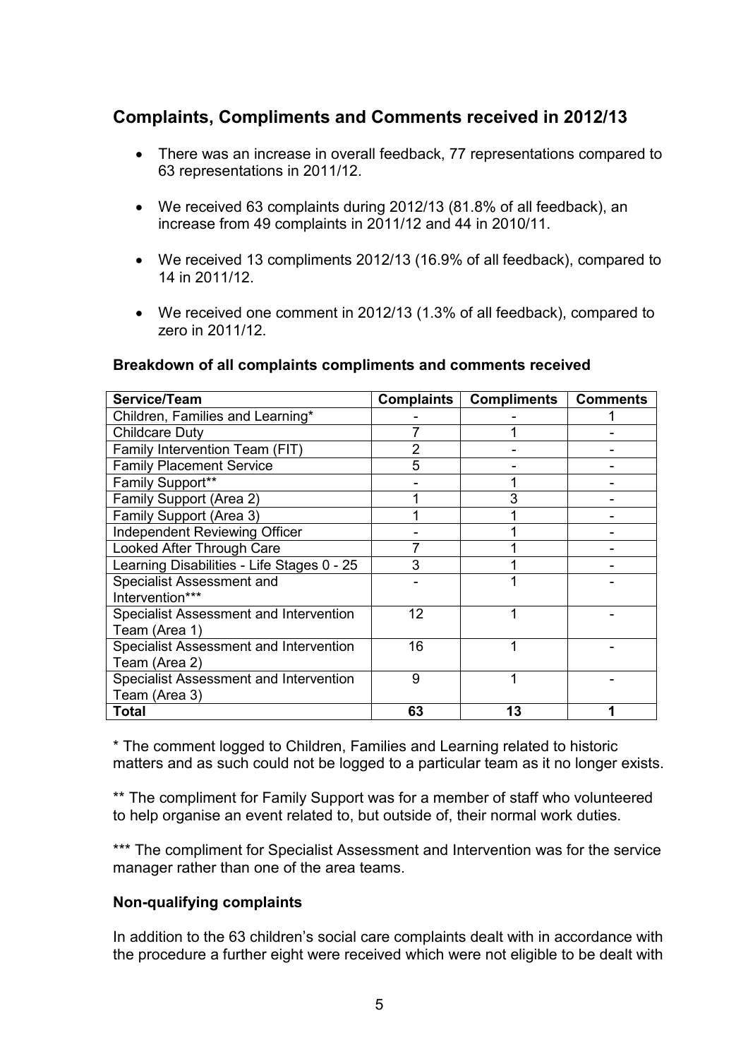## Complaints, Compliments and Comments received in 2012/13

- There was an increase in overall feedback, 77 representations compared to 63 representations in 2011/12.
- We received 63 complaints during 2012/13 (81.8% of all feedback), an increase from 49 complaints in 2011/12 and 44 in 2010/11.
- We received 13 compliments 2012/13 (16.9% of all feedback), compared to 14 in 2011/12.
- We received one comment in 2012/13 (1.3% of all feedback), compared to zero in 2011/12.

**Breakdown of all complaints compliments and comments received**

| Service/Team | Complaints | Compliments | Comments |
|---|---|---|---|
| Children, Families and Learning* | - | - | 1 |
| Childcare Duty | 7 | 1 | - |
| Family Intervention Team (FIT) | 2 | - | - |
| Family Placement Service | 5 | - | - |
| Family Support** | - | 1 | - |
| Family Support (Area 2) | 1 | 3 | - |
| Family Support (Area 3) | 1 | 1 | - |
| Independent Reviewing Officer | - | 1 | - |
| Looked After Through Care | 7 | 1 | - |
| Learning Disabilities - Life Stages 0 - 25 | 3 | 1 | - |
| Specialist Assessment and Intervention*** | - | 1 | - |
| Specialist Assessment and Intervention Team (Area 1) | 12 | 1 | - |
| Specialist Assessment and Intervention Team (Area 2) | 16 | 1 | - |
| Specialist Assessment and Intervention Team (Area 3) | 9 | 1 | - |
| **Total** | **63** | **13** | **1** |

* The comment logged to Children, Families and Learning related to historic matters and as such could not be logged to a particular team as it no longer exists.

** The compliment for Family Support was for a member of staff who volunteered to help organise an event related to, but outside of, their normal work duties.

*** The compliment for Specialist Assessment and Intervention was for the service manager rather than one of the area teams.

**Non-qualifying complaints**

In addition to the 63 children's social care complaints dealt with in accordance with the procedure a further eight were received which were not eligible to be dealt with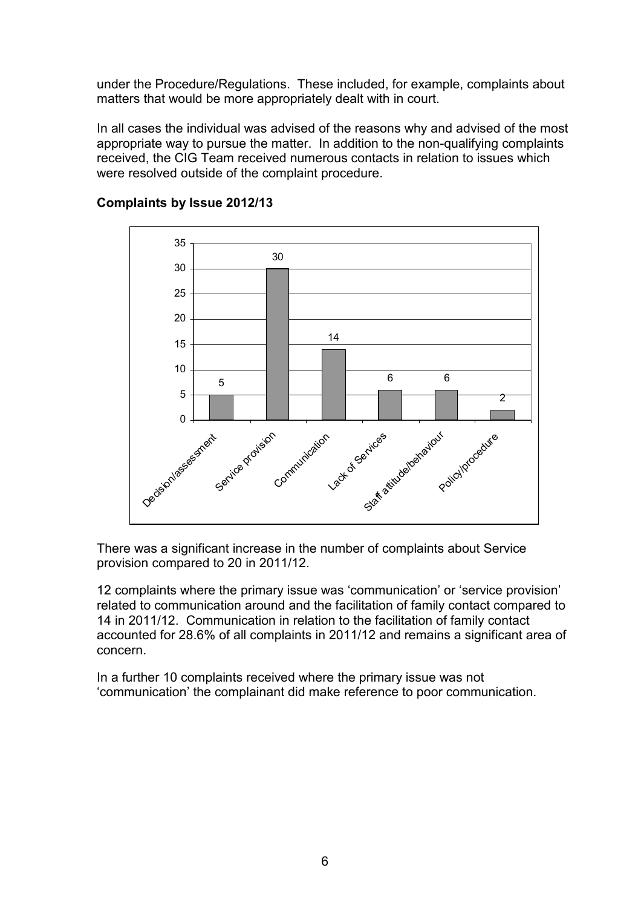under the Procedure/Regulations. These included, for example, complaints about matters that would be more appropriately dealt with in court.

In all cases the individual was advised of the reasons why and advised of the most appropriate way to pursue the matter. In addition to the non-qualifying complaints received, the CIG Team received numerous contacts in relation to issues which were resolved outside of the complaint procedure.

**Complaints by Issue 2012/13**

| Issue | Number |
|---|---|
| Decision/assessment | 5 |
| Service provision | 30 |
| Communication | 14 |
| Lack of Services | 6 |
| Staff attitude/behaviour | 6 |
| Policy/procedure | 2 |

There was a significant increase in the number of complaints about Service provision compared to 20 in 2011/12.

12 complaints where the primary issue was 'communication' or 'service provision' related to communication around and the facilitation of family contact compared to 14 in 2011/12. Communication in relation to the facilitation of family contact accounted for 28.6% of all complaints in 2011/12 and remains a significant area of concern.

In a further 10 complaints received where the primary issue was not 'communication' the complainant did make reference to poor communication.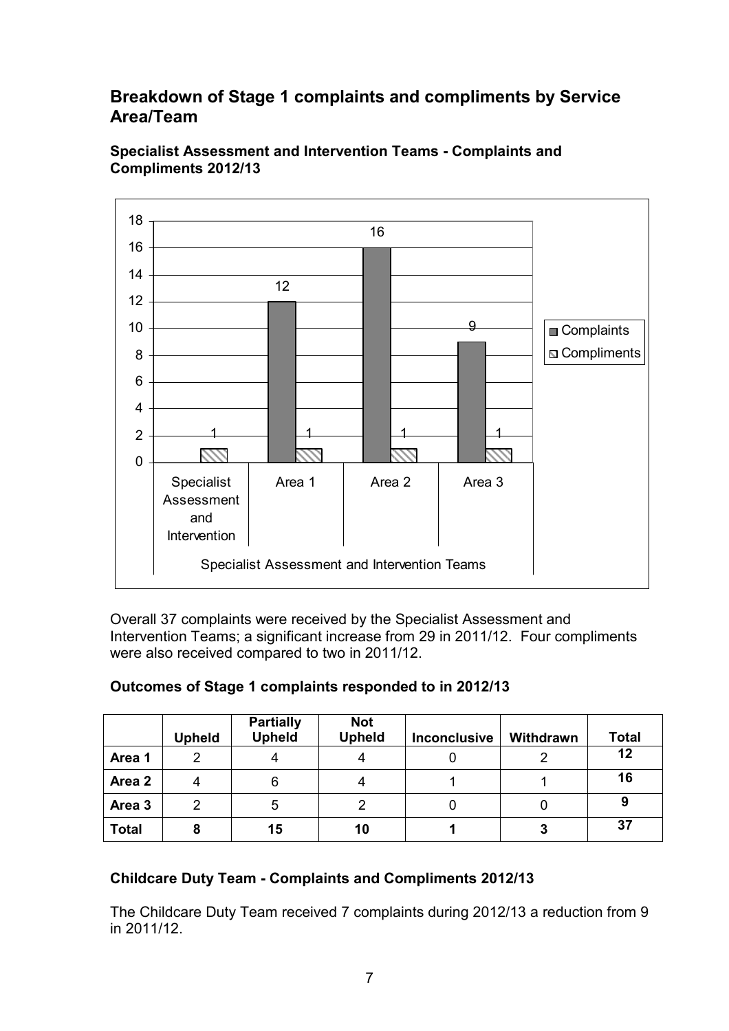## Breakdown of Stage 1 complaints and compliments by Service Area/Team

**Specialist Assessment and Intervention Teams - Complaints and Compliments 2012/13**

Overall 37 complaints were received by the Specialist Assessment and Intervention Teams; a significant increase from 29 in 2011/12. Four compliments were also received compared to two in 2011/12.

**Outcomes of Stage 1 complaints responded to in 2012/13**

| | Upheld | Partially Upheld | Not Upheld | Inconclusive | Withdrawn | Total |
|---|---|---|---|---|---|---|
| **Area 1** | 2 | 4 | 4 | 0 | 2 | **12** |
| **Area 2** | 4 | 6 | 4 | 1 | 1 | **16** |
| **Area 3** | 2 | 5 | 2 | 0 | 0 | **9** |
| **Total** | **8** | **15** | **10** | **1** | **3** | **37** |

**Childcare Duty Team - Complaints and Compliments 2012/13**

The Childcare Duty Team received 7 complaints during 2012/13 a reduction from 9 in 2011/12.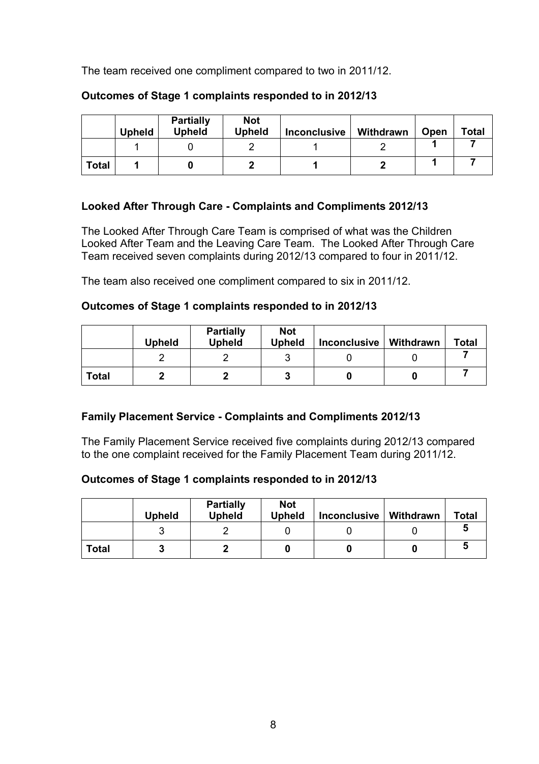The team received one compliment compared to two in 2011/12.

**Outcomes of Stage 1 complaints responded to in 2012/13**

| | Upheld | Partially Upheld | Not Upheld | Inconclusive | Withdrawn | Open | Total |
|---|---|---|---|---|---|---|---|
| | 1 | 0 | 2 | 1 | 2 | **1** | **7** |
| **Total** | **1** | **0** | **2** | **1** | **2** | **1** | **7** |

### Looked After Through Care - Complaints and Compliments 2012/13

The Looked After Through Care Team is comprised of what was the Children Looked After Team and the Leaving Care Team. The Looked After Through Care Team received seven complaints during 2012/13 compared to four in 2011/12.

The team also received one compliment compared to six in 2011/12.

**Outcomes of Stage 1 complaints responded to in 2012/13**

| | Upheld | Partially Upheld | Not Upheld | Inconclusive | Withdrawn | Total |
|---|---|---|---|---|---|---|
| | 2 | 2 | 3 | 0 | 0 | **7** |
| **Total** | **2** | **2** | **3** | **0** | **0** | **7** |

### Family Placement Service - Complaints and Compliments 2012/13

The Family Placement Service received five complaints during 2012/13 compared to the one complaint received for the Family Placement Team during 2011/12.

**Outcomes of Stage 1 complaints responded to in 2012/13**

| | Upheld | Partially Upheld | Not Upheld | Inconclusive | Withdrawn | Total |
|---|---|---|---|---|---|---|
| | 3 | 2 | 0 | 0 | 0 | **5** |
| **Total** | **3** | **2** | **0** | **0** | **0** | **5** |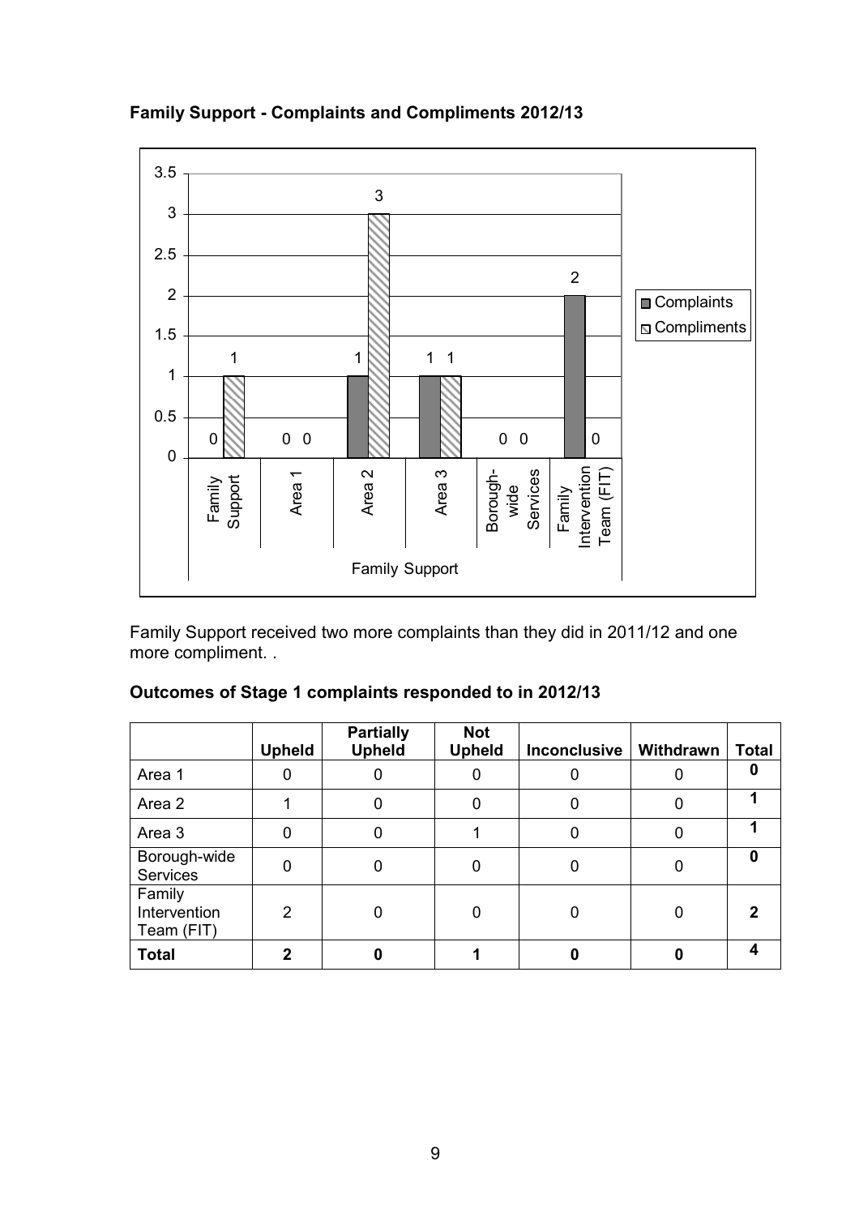**Family Support - Complaints and Compliments 2012/13**

Family Support received two more complaints than they did in 2011/12 and one more compliment. .

**Outcomes of Stage 1 complaints responded to in 2012/13**

| | Upheld | Partially Upheld | Not Upheld | Inconclusive | Withdrawn | Total |
|---|---|---|---|---|---|---|
| Area 1 | 0 | 0 | 0 | 0 | 0 | **0** |
| Area 2 | 1 | 0 | 0 | 0 | 0 | **1** |
| Area 3 | 0 | 0 | 1 | 0 | 0 | **1** |
| Borough-wide Services | 0 | 0 | 0 | 0 | 0 | **0** |
| Family Intervention Team (FIT) | 2 | 0 | 0 | 0 | 0 | **2** |
| **Total** | **2** | **0** | **1** | **0** | **0** | **4** |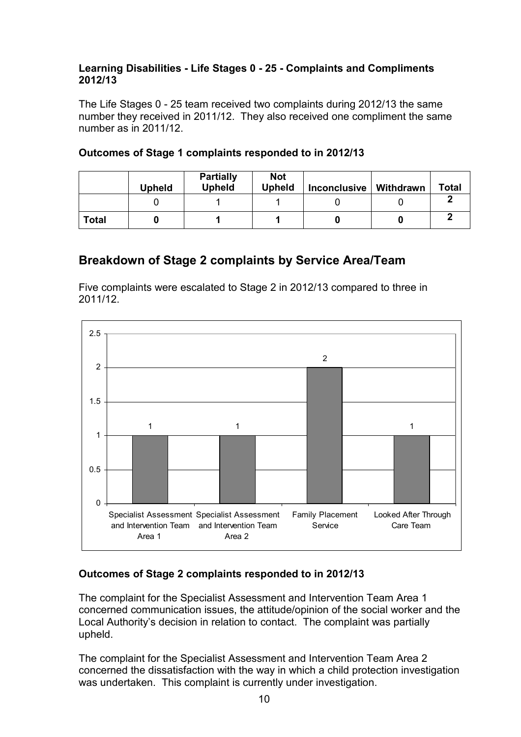**Learning Disabilities - Life Stages 0 - 25 - Complaints and Compliments 2012/13**

The Life Stages 0 - 25 team received two complaints during 2012/13 the same number they received in 2011/12. They also received one compliment the same number as in 2011/12.

**Outcomes of Stage 1 complaints responded to in 2012/13**

| | Upheld | Partially Upheld | Not Upheld | Inconclusive | Withdrawn | Total |
|---|---|---|---|---|---|---|
| | 0 | 1 | 1 | 0 | 0 | **2** |
| **Total** | **0** | **1** | **1** | **0** | **0** | **2** |

## Breakdown of Stage 2 complaints by Service Area/Team

Five complaints were escalated to Stage 2 in 2012/13 compared to three in 2011/12.

| Service Area/Team | Complaints |
|---|---|
| Specialist Assessment and Intervention Team Area 1 | 1 |
| Specialist Assessment and Intervention Team Area 2 | 1 |
| Family Placement Service | 2 |
| Looked After Through Care Team | 1 |

**Outcomes of Stage 2 complaints responded to in 2012/13**

The complaint for the Specialist Assessment and Intervention Team Area 1 concerned communication issues, the attitude/opinion of the social worker and the Local Authority's decision in relation to contact. The complaint was partially upheld.

The complaint for the Specialist Assessment and Intervention Team Area 2 concerned the dissatisfaction with the way in which a child protection investigation was undertaken. This complaint is currently under investigation.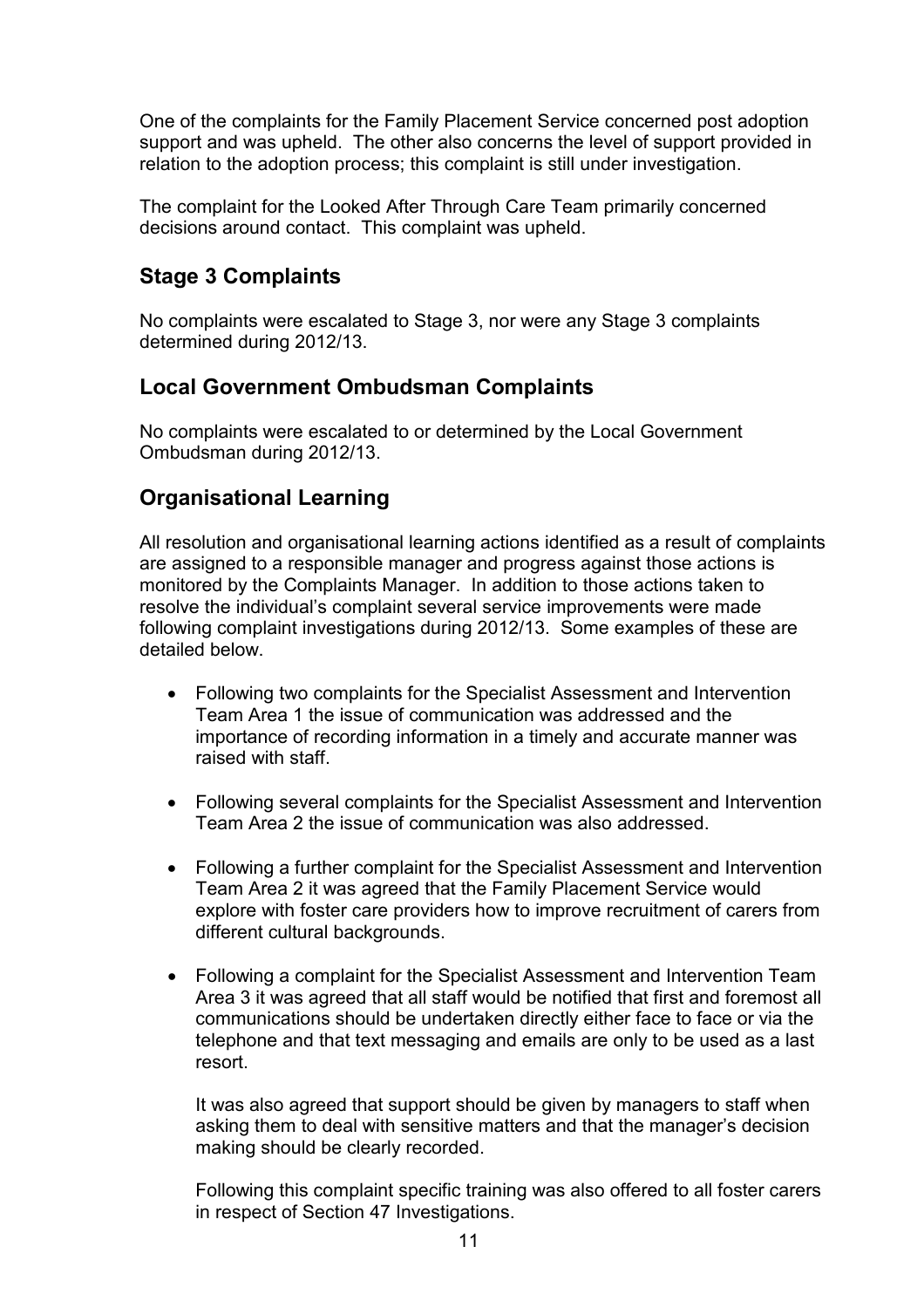One of the complaints for the Family Placement Service concerned post adoption support and was upheld. The other also concerns the level of support provided in relation to the adoption process; this complaint is still under investigation.

The complaint for the Looked After Through Care Team primarily concerned decisions around contact. This complaint was upheld.

## Stage 3 Complaints

No complaints were escalated to Stage 3, nor were any Stage 3 complaints determined during 2012/13.

## Local Government Ombudsman Complaints

No complaints were escalated to or determined by the Local Government Ombudsman during 2012/13.

## Organisational Learning

All resolution and organisational learning actions identified as a result of complaints are assigned to a responsible manager and progress against those actions is monitored by the Complaints Manager. In addition to those actions taken to resolve the individual's complaint several service improvements were made following complaint investigations during 2012/13. Some examples of these are detailed below.

- Following two complaints for the Specialist Assessment and Intervention Team Area 1 the issue of communication was addressed and the importance of recording information in a timely and accurate manner was raised with staff.

- Following several complaints for the Specialist Assessment and Intervention Team Area 2 the issue of communication was also addressed.

- Following a further complaint for the Specialist Assessment and Intervention Team Area 2 it was agreed that the Family Placement Service would explore with foster care providers how to improve recruitment of carers from different cultural backgrounds.

- Following a complaint for the Specialist Assessment and Intervention Team Area 3 it was agreed that all staff would be notified that first and foremost all communications should be undertaken directly either face to face or via the telephone and that text messaging and emails are only to be used as a last resort.

  It was also agreed that support should be given by managers to staff when asking them to deal with sensitive matters and that the manager's decision making should be clearly recorded.

  Following this complaint specific training was also offered to all foster carers in respect of Section 47 Investigations.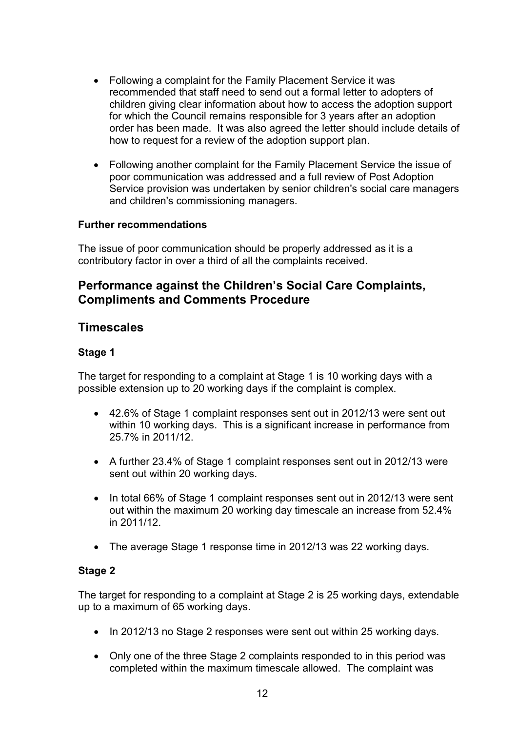- Following a complaint for the Family Placement Service it was recommended that staff need to send out a formal letter to adopters of children giving clear information about how to access the adoption support for which the Council remains responsible for 3 years after an adoption order has been made. It was also agreed the letter should include details of how to request for a review of the adoption support plan.

- Following another complaint for the Family Placement Service the issue of poor communication was addressed and a full review of Post Adoption Service provision was undertaken by senior children's social care managers and children's commissioning managers.

**Further recommendations**

The issue of poor communication should be properly addressed as it is a contributory factor in over a third of all the complaints received.

## Performance against the Children's Social Care Complaints, Compliments and Comments Procedure

## Timescales

### Stage 1

The target for responding to a complaint at Stage 1 is 10 working days with a possible extension up to 20 working days if the complaint is complex.

- 42.6% of Stage 1 complaint responses sent out in 2012/13 were sent out within 10 working days. This is a significant increase in performance from 25.7% in 2011/12.

- A further 23.4% of Stage 1 complaint responses sent out in 2012/13 were sent out within 20 working days.

- In total 66% of Stage 1 complaint responses sent out in 2012/13 were sent out within the maximum 20 working day timescale an increase from 52.4% in 2011/12.

- The average Stage 1 response time in 2012/13 was 22 working days.

### Stage 2

The target for responding to a complaint at Stage 2 is 25 working days, extendable up to a maximum of 65 working days.

- In 2012/13 no Stage 2 responses were sent out within 25 working days.

- Only one of the three Stage 2 complaints responded to in this period was completed within the maximum timescale allowed. The complaint was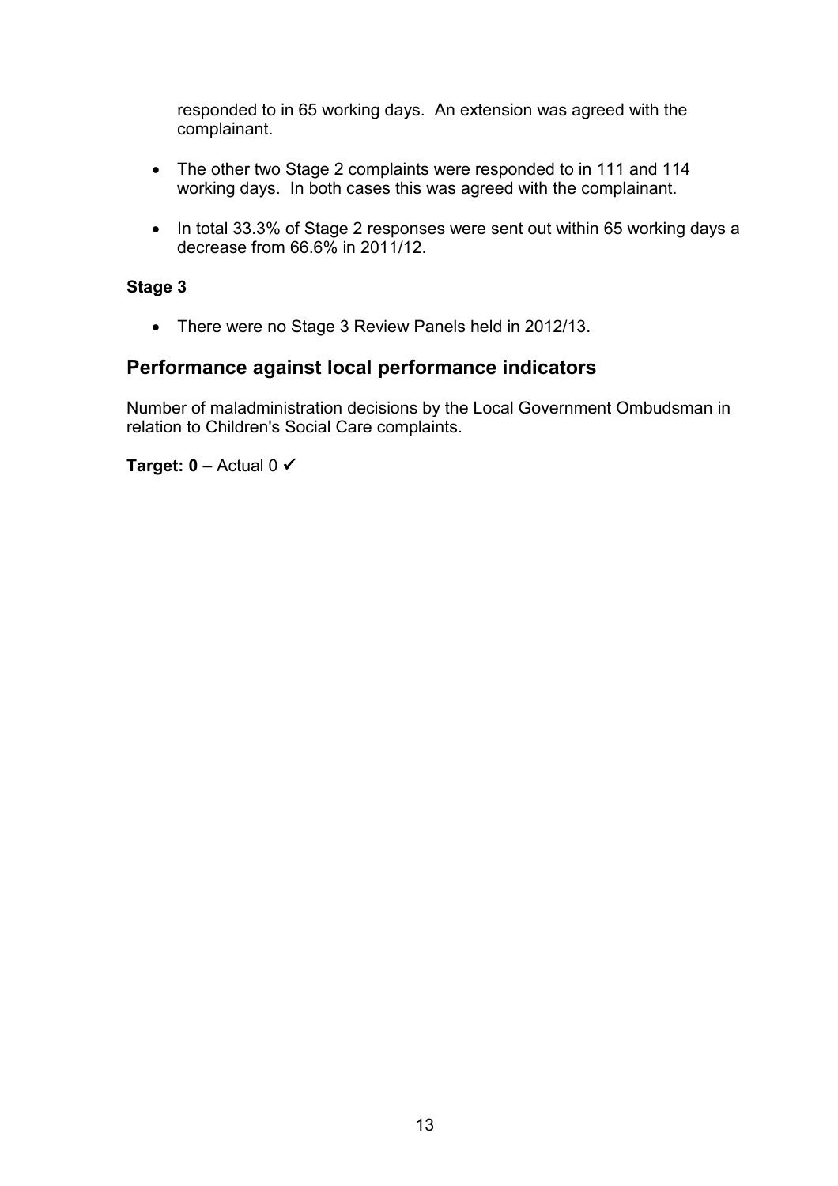responded to in 65 working days. An extension was agreed with the complainant.

- The other two Stage 2 complaints were responded to in 111 and 114 working days. In both cases this was agreed with the complainant.
- In total 33.3% of Stage 2 responses were sent out within 65 working days a decrease from 66.6% in 2011/12.

**Stage 3**

- There were no Stage 3 Review Panels held in 2012/13.

## Performance against local performance indicators

Number of maladministration decisions by the Local Government Ombudsman in relation to Children's Social Care complaints.

**Target: 0** – Actual 0 ✓